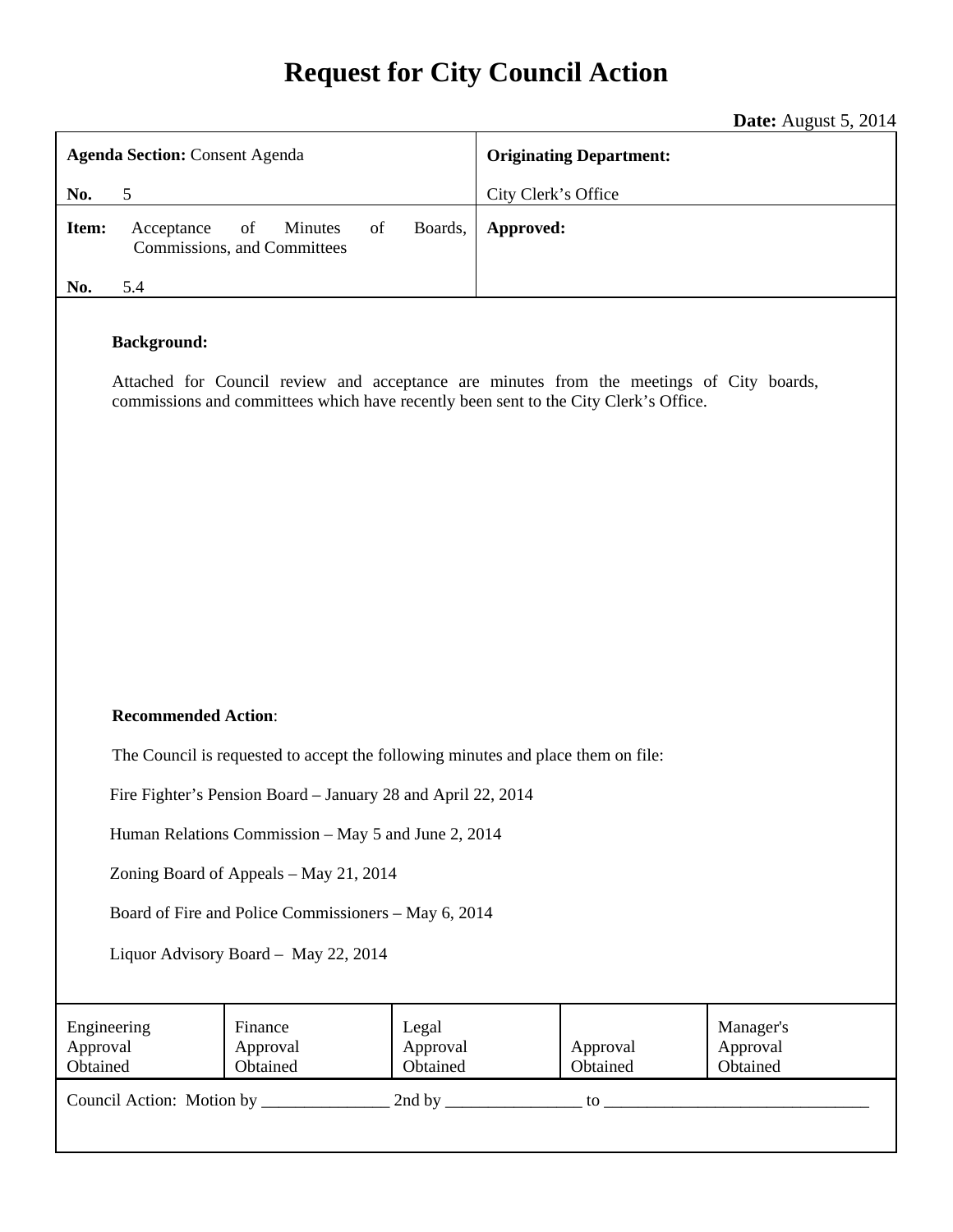# Request for City Council Action

**Date:** August 5, 2014

| | |
|---|---|
| **Agenda Section:** Consent Agenda<br><br>**No.** 5 | **Originating Department:**<br><br>City Clerk's Office |
| **Item:** Acceptance of Minutes of Boards, Commissions, and Committees<br><br>**No.** 5.4 | **Approved:** |

**Background:**

Attached for Council review and acceptance are minutes from the meetings of City boards, commissions and committees which have recently been sent to the City Clerk's Office.

**Recommended Action**:

The Council is requested to accept the following minutes and place them on file:

Fire Fighter's Pension Board – January 28 and April 22, 2014

Human Relations Commission – May 5 and June 2, 2014

Zoning Board of Appeals – May 21, 2014

Board of Fire and Police Commissioners – May 6, 2014

Liquor Advisory Board – May 22, 2014

| | | | | |
|---|---|---|---|---|
| Engineering Approval Obtained | Finance Approval Obtained | Legal Approval Obtained | Approval Obtained | Manager's Approval Obtained |

Council Action: Motion by _______________ 2nd by ________________ to _______________________________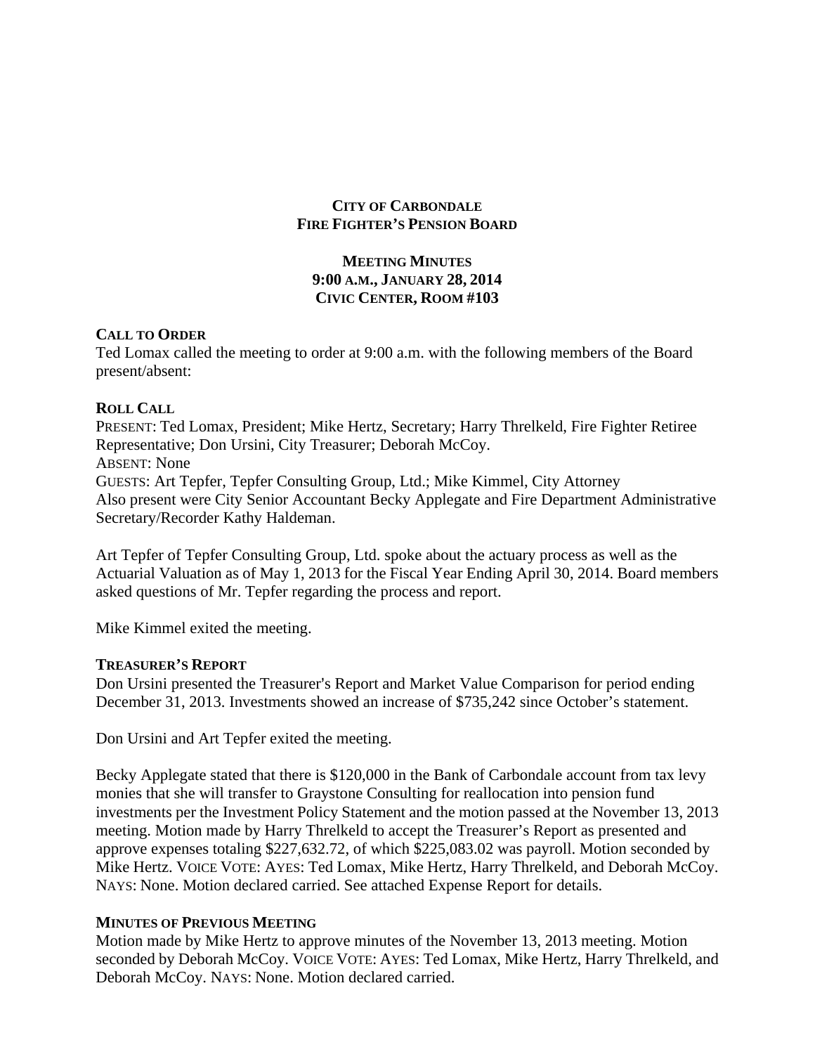**CITY OF CARBONDALE**
**FIRE FIGHTER'S PENSION BOARD**

**MEETING MINUTES**
**9:00 A.M., JANUARY 28, 2014**
**CIVIC CENTER, ROOM #103**

**CALL TO ORDER**

Ted Lomax called the meeting to order at 9:00 a.m. with the following members of the Board present/absent:

**ROLL CALL**

PRESENT: Ted Lomax, President; Mike Hertz, Secretary; Harry Threlkeld, Fire Fighter Retiree Representative; Don Ursini, City Treasurer; Deborah McCoy.
ABSENT: None
GUESTS: Art Tepfer, Tepfer Consulting Group, Ltd.; Mike Kimmel, City Attorney
Also present were City Senior Accountant Becky Applegate and Fire Department Administrative Secretary/Recorder Kathy Haldeman.

Art Tepfer of Tepfer Consulting Group, Ltd. spoke about the actuary process as well as the Actuarial Valuation as of May 1, 2013 for the Fiscal Year Ending April 30, 2014. Board members asked questions of Mr. Tepfer regarding the process and report.

Mike Kimmel exited the meeting.

**TREASURER'S REPORT**

Don Ursini presented the Treasurer's Report and Market Value Comparison for period ending December 31, 2013. Investments showed an increase of $735,242 since October's statement.

Don Ursini and Art Tepfer exited the meeting.

Becky Applegate stated that there is $120,000 in the Bank of Carbondale account from tax levy monies that she will transfer to Graystone Consulting for reallocation into pension fund investments per the Investment Policy Statement and the motion passed at the November 13, 2013 meeting. Motion made by Harry Threlkeld to accept the Treasurer's Report as presented and approve expenses totaling $227,632.72, of which $225,083.02 was payroll. Motion seconded by Mike Hertz. VOICE VOTE: AYES: Ted Lomax, Mike Hertz, Harry Threlkeld, and Deborah McCoy. NAYS: None. Motion declared carried. See attached Expense Report for details.

**MINUTES OF PREVIOUS MEETING**

Motion made by Mike Hertz to approve minutes of the November 13, 2013 meeting. Motion seconded by Deborah McCoy. VOICE VOTE: AYES: Ted Lomax, Mike Hertz, Harry Threlkeld, and Deborah McCoy. NAYS: None. Motion declared carried.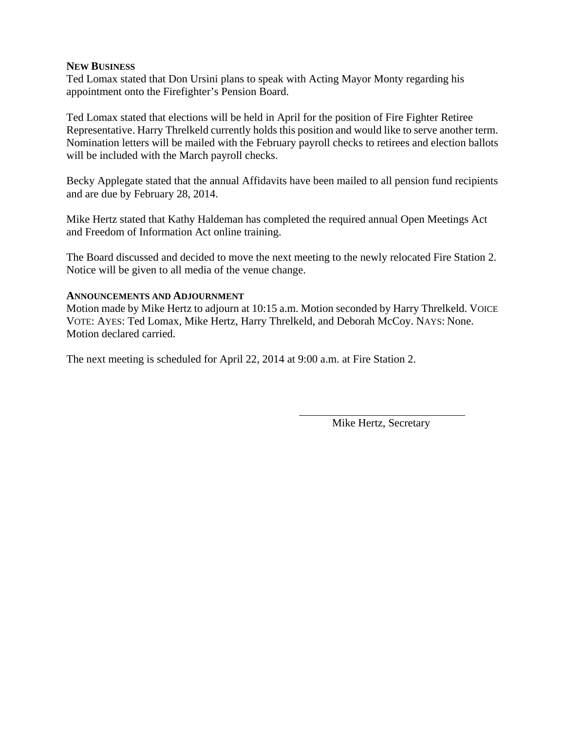**NEW BUSINESS**

Ted Lomax stated that Don Ursini plans to speak with Acting Mayor Monty regarding his appointment onto the Firefighter's Pension Board.

Ted Lomax stated that elections will be held in April for the position of Fire Fighter Retiree Representative. Harry Threlkeld currently holds this position and would like to serve another term. Nomination letters will be mailed with the February payroll checks to retirees and election ballots will be included with the March payroll checks.

Becky Applegate stated that the annual Affidavits have been mailed to all pension fund recipients and are due by February 28, 2014.

Mike Hertz stated that Kathy Haldeman has completed the required annual Open Meetings Act and Freedom of Information Act online training.

The Board discussed and decided to move the next meeting to the newly relocated Fire Station 2. Notice will be given to all media of the venue change.

**ANNOUNCEMENTS AND ADJOURNMENT**

Motion made by Mike Hertz to adjourn at 10:15 a.m. Motion seconded by Harry Threlkeld. VOICE VOTE: AYES: Ted Lomax, Mike Hertz, Harry Threlkeld, and Deborah McCoy. NAYS: None. Motion declared carried.

The next meeting is scheduled for April 22, 2014 at 9:00 a.m. at Fire Station 2.

Mike Hertz, Secretary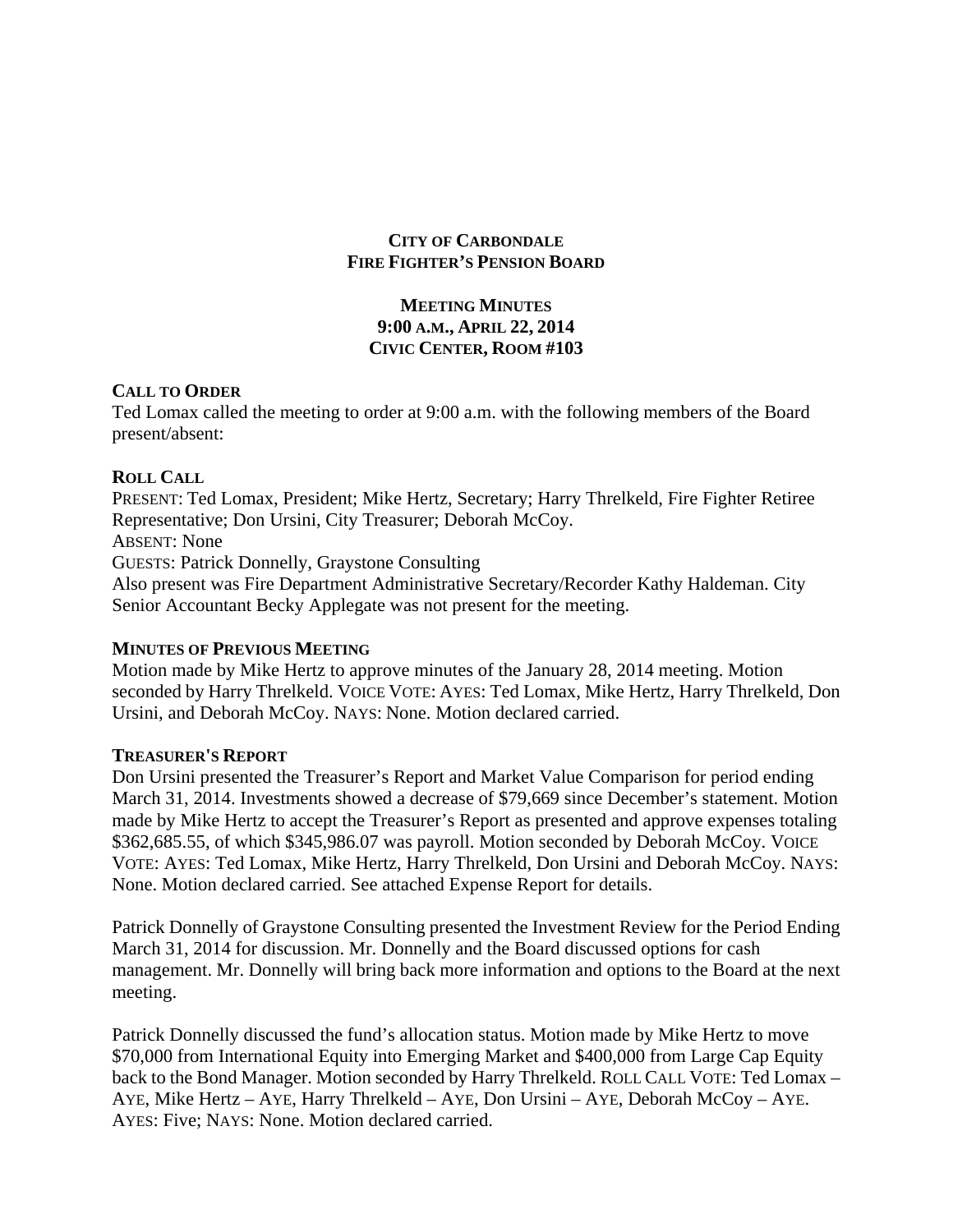**CITY OF CARBONDALE**
**FIRE FIGHTER'S PENSION BOARD**

**MEETING MINUTES**
**9:00 A.M., APRIL 22, 2014**
**CIVIC CENTER, ROOM #103**

**CALL TO ORDER**

Ted Lomax called the meeting to order at 9:00 a.m. with the following members of the Board present/absent:

**ROLL CALL**

PRESENT: Ted Lomax, President; Mike Hertz, Secretary; Harry Threlkeld, Fire Fighter Retiree Representative; Don Ursini, City Treasurer; Deborah McCoy.
ABSENT: None
GUESTS: Patrick Donnelly, Graystone Consulting
Also present was Fire Department Administrative Secretary/Recorder Kathy Haldeman. City Senior Accountant Becky Applegate was not present for the meeting.

**MINUTES OF PREVIOUS MEETING**

Motion made by Mike Hertz to approve minutes of the January 28, 2014 meeting. Motion seconded by Harry Threlkeld. VOICE VOTE: AYES: Ted Lomax, Mike Hertz, Harry Threlkeld, Don Ursini, and Deborah McCoy. NAYS: None. Motion declared carried.

**TREASURER'S REPORT**

Don Ursini presented the Treasurer's Report and Market Value Comparison for period ending March 31, 2014. Investments showed a decrease of $79,669 since December's statement. Motion made by Mike Hertz to accept the Treasurer's Report as presented and approve expenses totaling $362,685.55, of which $345,986.07 was payroll. Motion seconded by Deborah McCoy. VOICE VOTE: AYES: Ted Lomax, Mike Hertz, Harry Threlkeld, Don Ursini and Deborah McCoy. NAYS: None. Motion declared carried. See attached Expense Report for details.

Patrick Donnelly of Graystone Consulting presented the Investment Review for the Period Ending March 31, 2014 for discussion. Mr. Donnelly and the Board discussed options for cash management. Mr. Donnelly will bring back more information and options to the Board at the next meeting.

Patrick Donnelly discussed the fund's allocation status. Motion made by Mike Hertz to move $70,000 from International Equity into Emerging Market and $400,000 from Large Cap Equity back to the Bond Manager. Motion seconded by Harry Threlkeld. ROLL CALL VOTE: Ted Lomax – AYE, Mike Hertz – AYE, Harry Threlkeld – AYE, Don Ursini – AYE, Deborah McCoy – AYE. AYES: Five; NAYS: None. Motion declared carried.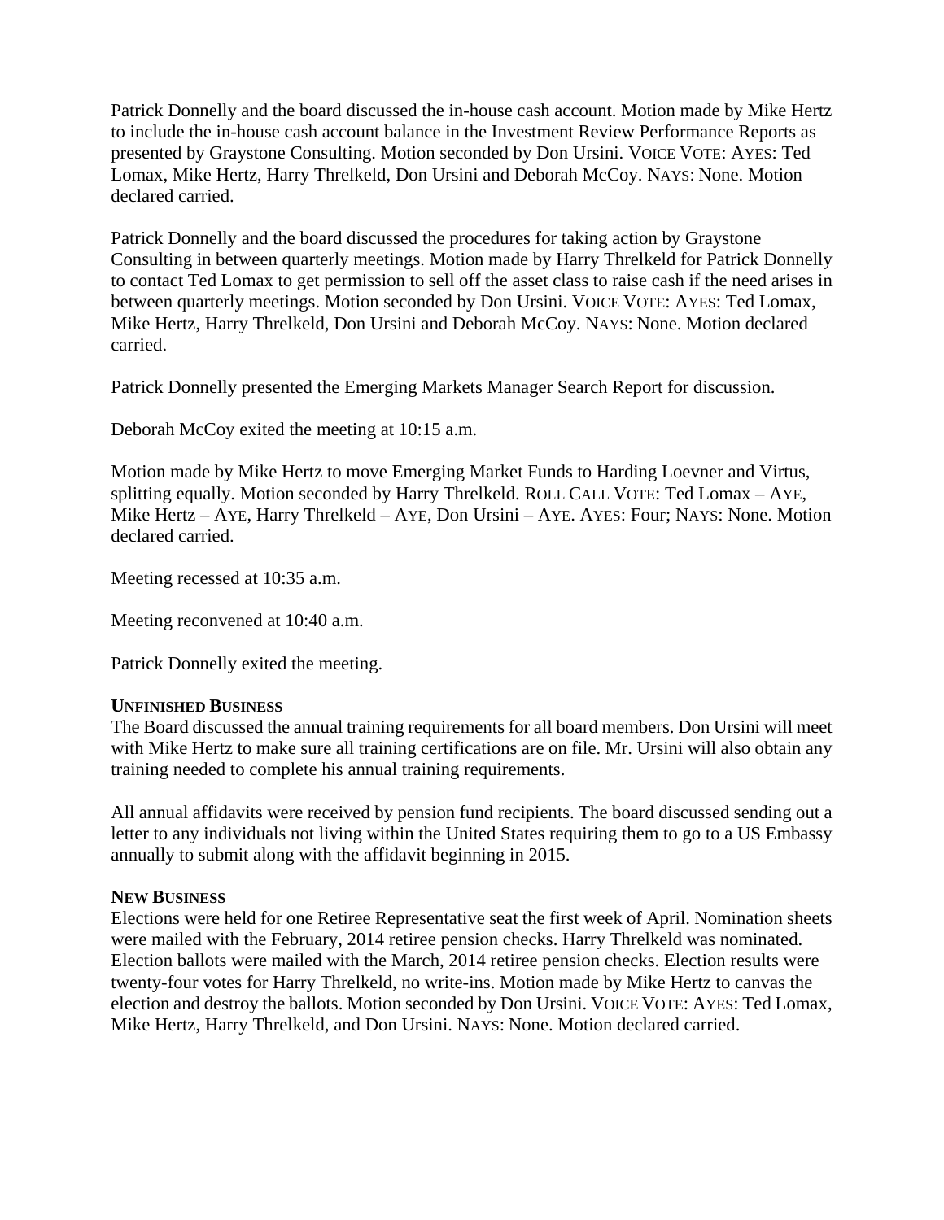Patrick Donnelly and the board discussed the in-house cash account. Motion made by Mike Hertz to include the in-house cash account balance in the Investment Review Performance Reports as presented by Graystone Consulting. Motion seconded by Don Ursini. VOICE VOTE: AYES: Ted Lomax, Mike Hertz, Harry Threlkeld, Don Ursini and Deborah McCoy. NAYS: None. Motion declared carried.

Patrick Donnelly and the board discussed the procedures for taking action by Graystone Consulting in between quarterly meetings. Motion made by Harry Threlkeld for Patrick Donnelly to contact Ted Lomax to get permission to sell off the asset class to raise cash if the need arises in between quarterly meetings. Motion seconded by Don Ursini. VOICE VOTE: AYES: Ted Lomax, Mike Hertz, Harry Threlkeld, Don Ursini and Deborah McCoy. NAYS: None. Motion declared carried.

Patrick Donnelly presented the Emerging Markets Manager Search Report for discussion.

Deborah McCoy exited the meeting at 10:15 a.m.

Motion made by Mike Hertz to move Emerging Market Funds to Harding Loevner and Virtus, splitting equally. Motion seconded by Harry Threlkeld. ROLL CALL VOTE: Ted Lomax – AYE, Mike Hertz – AYE, Harry Threlkeld – AYE, Don Ursini – AYE. AYES: Four; NAYS: None. Motion declared carried.

Meeting recessed at 10:35 a.m.

Meeting reconvened at 10:40 a.m.

Patrick Donnelly exited the meeting.

**UNFINISHED BUSINESS**

The Board discussed the annual training requirements for all board members. Don Ursini will meet with Mike Hertz to make sure all training certifications are on file. Mr. Ursini will also obtain any training needed to complete his annual training requirements.

All annual affidavits were received by pension fund recipients. The board discussed sending out a letter to any individuals not living within the United States requiring them to go to a US Embassy annually to submit along with the affidavit beginning in 2015.

**NEW BUSINESS**

Elections were held for one Retiree Representative seat the first week of April. Nomination sheets were mailed with the February, 2014 retiree pension checks. Harry Threlkeld was nominated. Election ballots were mailed with the March, 2014 retiree pension checks. Election results were twenty-four votes for Harry Threlkeld, no write-ins. Motion made by Mike Hertz to canvas the election and destroy the ballots. Motion seconded by Don Ursini. VOICE VOTE: AYES: Ted Lomax, Mike Hertz, Harry Threlkeld, and Don Ursini. NAYS: None. Motion declared carried.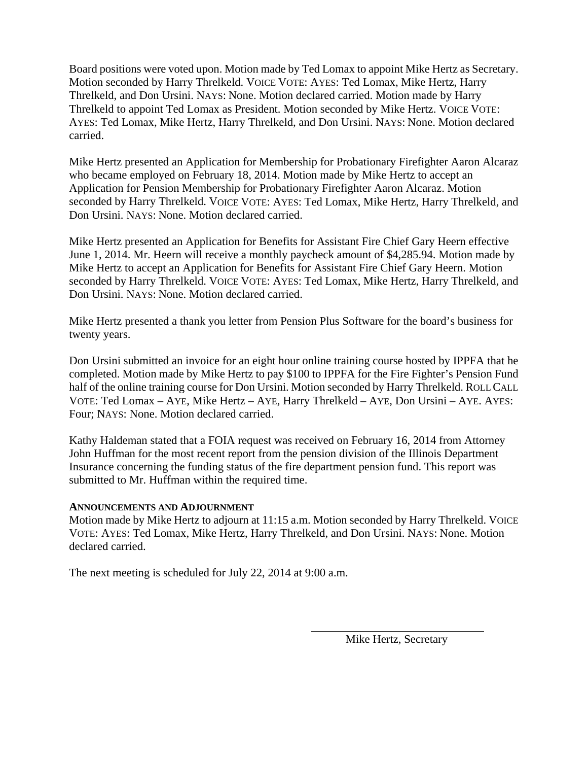Board positions were voted upon. Motion made by Ted Lomax to appoint Mike Hertz as Secretary. Motion seconded by Harry Threlkeld. VOICE VOTE: AYES: Ted Lomax, Mike Hertz, Harry Threlkeld, and Don Ursini. NAYS: None. Motion declared carried. Motion made by Harry Threlkeld to appoint Ted Lomax as President. Motion seconded by Mike Hertz. VOICE VOTE: AYES: Ted Lomax, Mike Hertz, Harry Threlkeld, and Don Ursini. NAYS: None. Motion declared carried.

Mike Hertz presented an Application for Membership for Probationary Firefighter Aaron Alcaraz who became employed on February 18, 2014. Motion made by Mike Hertz to accept an Application for Pension Membership for Probationary Firefighter Aaron Alcaraz. Motion seconded by Harry Threlkeld. VOICE VOTE: AYES: Ted Lomax, Mike Hertz, Harry Threlkeld, and Don Ursini. NAYS: None. Motion declared carried.

Mike Hertz presented an Application for Benefits for Assistant Fire Chief Gary Heern effective June 1, 2014. Mr. Heern will receive a monthly paycheck amount of $4,285.94. Motion made by Mike Hertz to accept an Application for Benefits for Assistant Fire Chief Gary Heern. Motion seconded by Harry Threlkeld. VOICE VOTE: AYES: Ted Lomax, Mike Hertz, Harry Threlkeld, and Don Ursini. NAYS: None. Motion declared carried.

Mike Hertz presented a thank you letter from Pension Plus Software for the board's business for twenty years.

Don Ursini submitted an invoice for an eight hour online training course hosted by IPPFA that he completed. Motion made by Mike Hertz to pay $100 to IPPFA for the Fire Fighter's Pension Fund half of the online training course for Don Ursini. Motion seconded by Harry Threlkeld. ROLL CALL VOTE: Ted Lomax – AYE, Mike Hertz – AYE, Harry Threlkeld – AYE, Don Ursini – AYE. AYES: Four; NAYS: None. Motion declared carried.

Kathy Haldeman stated that a FOIA request was received on February 16, 2014 from Attorney John Huffman for the most recent report from the pension division of the Illinois Department Insurance concerning the funding status of the fire department pension fund. This report was submitted to Mr. Huffman within the required time.

**ANNOUNCEMENTS AND ADJOURNMENT**

Motion made by Mike Hertz to adjourn at 11:15 a.m. Motion seconded by Harry Threlkeld. VOICE VOTE: AYES: Ted Lomax, Mike Hertz, Harry Threlkeld, and Don Ursini. NAYS: None. Motion declared carried.

The next meeting is scheduled for July 22, 2014 at 9:00 a.m.

Mike Hertz, Secretary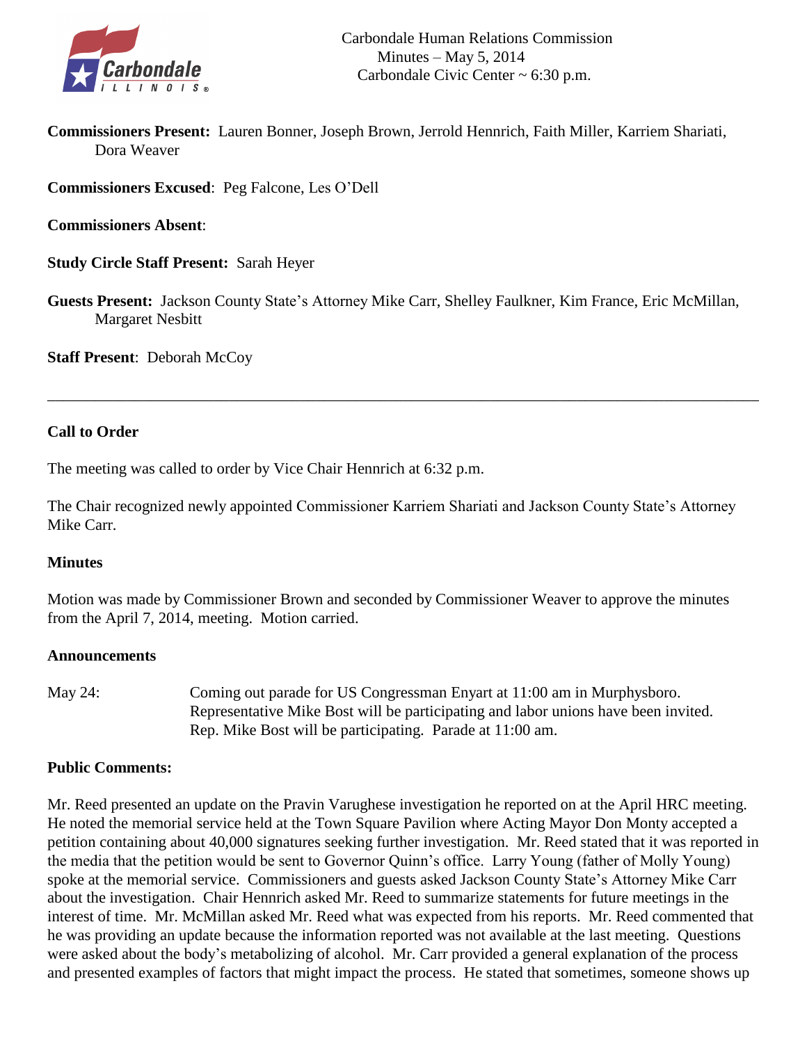Carbondale Human Relations Commission
Minutes – May 5, 2014
Carbondale Civic Center ~ 6:30 p.m.

**Commissioners Present:** Lauren Bonner, Joseph Brown, Jerrold Hennrich, Faith Miller, Karriem Shariati, Dora Weaver

**Commissioners Excused**: Peg Falcone, Les O'Dell

**Commissioners Absent**:

**Study Circle Staff Present:** Sarah Heyer

**Guests Present:** Jackson County State's Attorney Mike Carr, Shelley Faulkner, Kim France, Eric McMillan, Margaret Nesbitt

**Staff Present**: Deborah McCoy

---

**Call to Order**

The meeting was called to order by Vice Chair Hennrich at 6:32 p.m.

The Chair recognized newly appointed Commissioner Karriem Shariati and Jackson County State's Attorney Mike Carr.

**Minutes**

Motion was made by Commissioner Brown and seconded by Commissioner Weaver to approve the minutes from the April 7, 2014, meeting. Motion carried.

**Announcements**

| | |
|---|---|
| May 24: | Coming out parade for US Congressman Enyart at 11:00 am in Murphysboro. Representative Mike Bost will be participating and labor unions have been invited. Rep. Mike Bost will be participating. Parade at 11:00 am. |

**Public Comments:**

Mr. Reed presented an update on the Pravin Varughese investigation he reported on at the April HRC meeting. He noted the memorial service held at the Town Square Pavilion where Acting Mayor Don Monty accepted a petition containing about 40,000 signatures seeking further investigation. Mr. Reed stated that it was reported in the media that the petition would be sent to Governor Quinn's office. Larry Young (father of Molly Young) spoke at the memorial service. Commissioners and guests asked Jackson County State's Attorney Mike Carr about the investigation. Chair Hennrich asked Mr. Reed to summarize statements for future meetings in the interest of time. Mr. McMillan asked Mr. Reed what was expected from his reports. Mr. Reed commented that he was providing an update because the information reported was not available at the last meeting. Questions were asked about the body's metabolizing of alcohol. Mr. Carr provided a general explanation of the process and presented examples of factors that might impact the process. He stated that sometimes, someone shows up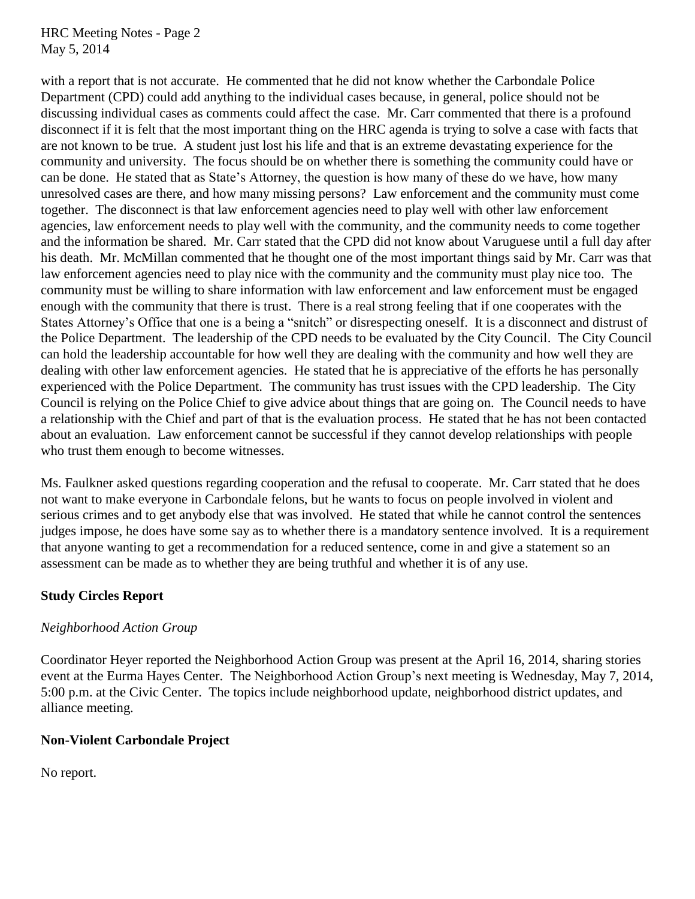with a report that is not accurate. He commented that he did not know whether the Carbondale Police Department (CPD) could add anything to the individual cases because, in general, police should not be discussing individual cases as comments could affect the case. Mr. Carr commented that there is a profound disconnect if it is felt that the most important thing on the HRC agenda is trying to solve a case with facts that are not known to be true. A student just lost his life and that is an extreme devastating experience for the community and university. The focus should be on whether there is something the community could have or can be done. He stated that as State's Attorney, the question is how many of these do we have, how many unresolved cases are there, and how many missing persons? Law enforcement and the community must come together. The disconnect is that law enforcement agencies need to play well with other law enforcement agencies, law enforcement needs to play well with the community, and the community needs to come together and the information be shared. Mr. Carr stated that the CPD did not know about Varuguese until a full day after his death. Mr. McMillan commented that he thought one of the most important things said by Mr. Carr was that law enforcement agencies need to play nice with the community and the community must play nice too. The community must be willing to share information with law enforcement and law enforcement must be engaged enough with the community that there is trust. There is a real strong feeling that if one cooperates with the States Attorney's Office that one is a being a "snitch" or disrespecting oneself. It is a disconnect and distrust of the Police Department. The leadership of the CPD needs to be evaluated by the City Council. The City Council can hold the leadership accountable for how well they are dealing with the community and how well they are dealing with other law enforcement agencies. He stated that he is appreciative of the efforts he has personally experienced with the Police Department. The community has trust issues with the CPD leadership. The City Council is relying on the Police Chief to give advice about things that are going on. The Council needs to have a relationship with the Chief and part of that is the evaluation process. He stated that he has not been contacted about an evaluation. Law enforcement cannot be successful if they cannot develop relationships with people who trust them enough to become witnesses.

Ms. Faulkner asked questions regarding cooperation and the refusal to cooperate. Mr. Carr stated that he does not want to make everyone in Carbondale felons, but he wants to focus on people involved in violent and serious crimes and to get anybody else that was involved. He stated that while he cannot control the sentences judges impose, he does have some say as to whether there is a mandatory sentence involved. It is a requirement that anyone wanting to get a recommendation for a reduced sentence, come in and give a statement so an assessment can be made as to whether they are being truthful and whether it is of any use.

**Study Circles Report**

*Neighborhood Action Group*

Coordinator Heyer reported the Neighborhood Action Group was present at the April 16, 2014, sharing stories event at the Eurma Hayes Center. The Neighborhood Action Group's next meeting is Wednesday, May 7, 2014, 5:00 p.m. at the Civic Center. The topics include neighborhood update, neighborhood district updates, and alliance meeting.

**Non-Violent Carbondale Project**

No report.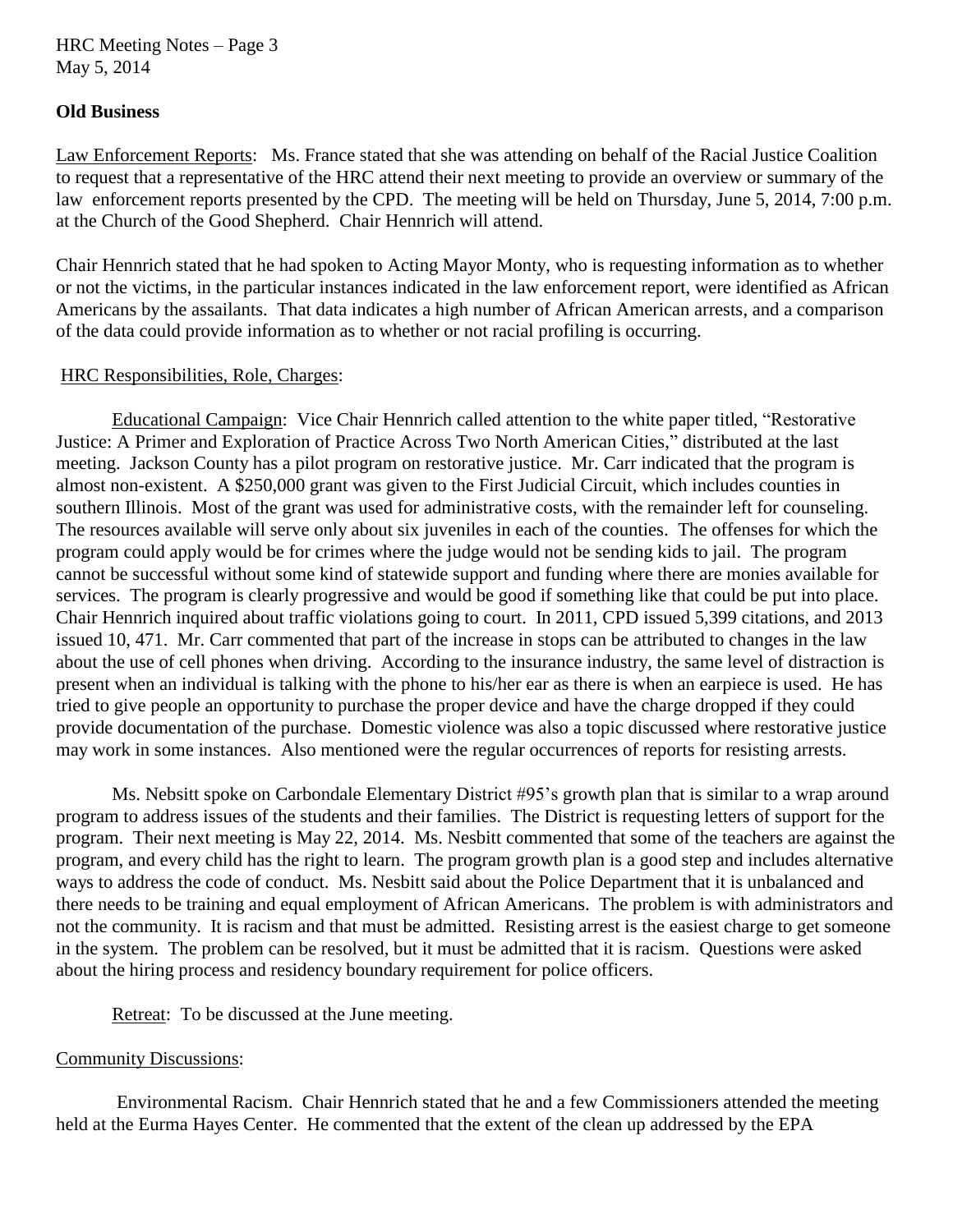## Old Business

Law Enforcement Reports: Ms. France stated that she was attending on behalf of the Racial Justice Coalition to request that a representative of the HRC attend their next meeting to provide an overview or summary of the law enforcement reports presented by the CPD. The meeting will be held on Thursday, June 5, 2014, 7:00 p.m. at the Church of the Good Shepherd. Chair Hennrich will attend.

Chair Hennrich stated that he had spoken to Acting Mayor Monty, who is requesting information as to whether or not the victims, in the particular instances indicated in the law enforcement report, were identified as African Americans by the assailants. That data indicates a high number of African American arrests, and a comparison of the data could provide information as to whether or not racial profiling is occurring.

HRC Responsibilities, Role, Charges:

Educational Campaign: Vice Chair Hennrich called attention to the white paper titled, "Restorative Justice: A Primer and Exploration of Practice Across Two North American Cities," distributed at the last meeting. Jackson County has a pilot program on restorative justice. Mr. Carr indicated that the program is almost non-existent. A $250,000 grant was given to the First Judicial Circuit, which includes counties in southern Illinois. Most of the grant was used for administrative costs, with the remainder left for counseling. The resources available will serve only about six juveniles in each of the counties. The offenses for which the program could apply would be for crimes where the judge would not be sending kids to jail. The program cannot be successful without some kind of statewide support and funding where there are monies available for services. The program is clearly progressive and would be good if something like that could be put into place. Chair Hennrich inquired about traffic violations going to court. In 2011, CPD issued 5,399 citations, and 2013 issued 10, 471. Mr. Carr commented that part of the increase in stops can be attributed to changes in the law about the use of cell phones when driving. According to the insurance industry, the same level of distraction is present when an individual is talking with the phone to his/her ear as there is when an earpiece is used. He has tried to give people an opportunity to purchase the proper device and have the charge dropped if they could provide documentation of the purchase. Domestic violence was also a topic discussed where restorative justice may work in some instances. Also mentioned were the regular occurrences of reports for resisting arrests.

Ms. Nebsitt spoke on Carbondale Elementary District #95's growth plan that is similar to a wrap around program to address issues of the students and their families. The District is requesting letters of support for the program. Their next meeting is May 22, 2014. Ms. Nesbitt commented that some of the teachers are against the program, and every child has the right to learn. The program growth plan is a good step and includes alternative ways to address the code of conduct. Ms. Nesbitt said about the Police Department that it is unbalanced and there needs to be training and equal employment of African Americans. The problem is with administrators and not the community. It is racism and that must be admitted. Resisting arrest is the easiest charge to get someone in the system. The problem can be resolved, but it must be admitted that it is racism. Questions were asked about the hiring process and residency boundary requirement for police officers.

Retreat: To be discussed at the June meeting.

Community Discussions:

Environmental Racism. Chair Hennrich stated that he and a few Commissioners attended the meeting held at the Eurma Hayes Center. He commented that the extent of the clean up addressed by the EPA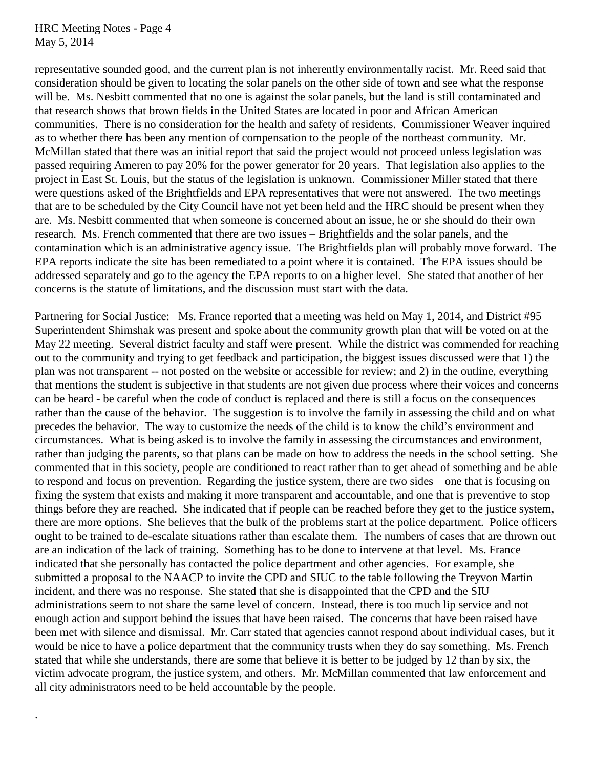representative sounded good, and the current plan is not inherently environmentally racist. Mr. Reed said that consideration should be given to locating the solar panels on the other side of town and see what the response will be. Ms. Nesbitt commented that no one is against the solar panels, but the land is still contaminated and that research shows that brown fields in the United States are located in poor and African American communities. There is no consideration for the health and safety of residents. Commissioner Weaver inquired as to whether there has been any mention of compensation to the people of the northeast community. Mr. McMillan stated that there was an initial report that said the project would not proceed unless legislation was passed requiring Ameren to pay 20% for the power generator for 20 years. That legislation also applies to the project in East St. Louis, but the status of the legislation is unknown. Commissioner Miller stated that there were questions asked of the Brightfields and EPA representatives that were not answered. The two meetings that are to be scheduled by the City Council have not yet been held and the HRC should be present when they are. Ms. Nesbitt commented that when someone is concerned about an issue, he or she should do their own research. Ms. French commented that there are two issues – Brightfields and the solar panels, and the contamination which is an administrative agency issue. The Brightfields plan will probably move forward. The EPA reports indicate the site has been remediated to a point where it is contained. The EPA issues should be addressed separately and go to the agency the EPA reports to on a higher level. She stated that another of her concerns is the statute of limitations, and the discussion must start with the data.

Partnering for Social Justice: Ms. France reported that a meeting was held on May 1, 2014, and District #95 Superintendent Shimshak was present and spoke about the community growth plan that will be voted on at the May 22 meeting. Several district faculty and staff were present. While the district was commended for reaching out to the community and trying to get feedback and participation, the biggest issues discussed were that 1) the plan was not transparent -- not posted on the website or accessible for review; and 2) in the outline, everything that mentions the student is subjective in that students are not given due process where their voices and concerns can be heard - be careful when the code of conduct is replaced and there is still a focus on the consequences rather than the cause of the behavior. The suggestion is to involve the family in assessing the child and on what precedes the behavior. The way to customize the needs of the child is to know the child's environment and circumstances. What is being asked is to involve the family in assessing the circumstances and environment, rather than judging the parents, so that plans can be made on how to address the needs in the school setting. She commented that in this society, people are conditioned to react rather than to get ahead of something and be able to respond and focus on prevention. Regarding the justice system, there are two sides – one that is focusing on fixing the system that exists and making it more transparent and accountable, and one that is preventive to stop things before they are reached. She indicated that if people can be reached before they get to the justice system, there are more options. She believes that the bulk of the problems start at the police department. Police officers ought to be trained to de-escalate situations rather than escalate them. The numbers of cases that are thrown out are an indication of the lack of training. Something has to be done to intervene at that level. Ms. France indicated that she personally has contacted the police department and other agencies. For example, she submitted a proposal to the NAACP to invite the CPD and SIUC to the table following the Treyvon Martin incident, and there was no response. She stated that she is disappointed that the CPD and the SIU administrations seem to not share the same level of concern. Instead, there is too much lip service and not enough action and support behind the issues that have been raised. The concerns that have been raised have been met with silence and dismissal. Mr. Carr stated that agencies cannot respond about individual cases, but it would be nice to have a police department that the community trusts when they do say something. Ms. French stated that while she understands, there are some that believe it is better to be judged by 12 than by six, the victim advocate program, the justice system, and others. Mr. McMillan commented that law enforcement and all city administrators need to be held accountable by the people.

.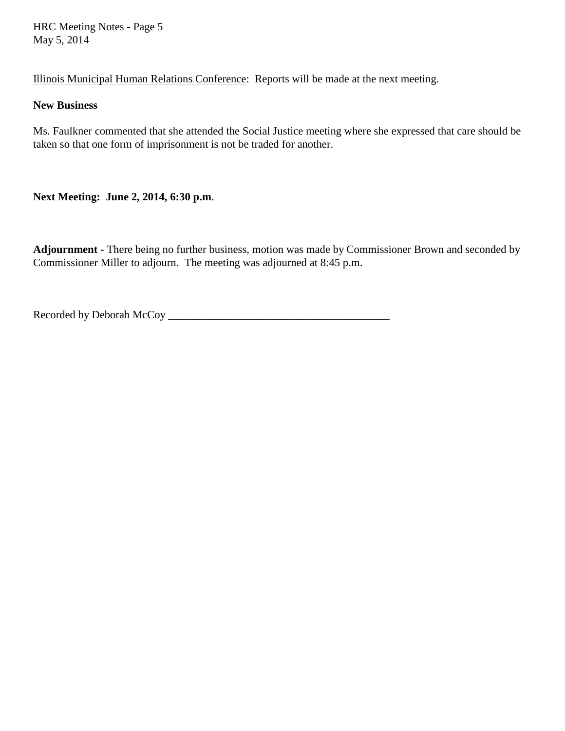Illinois Municipal Human Relations Conference:  Reports will be made at the next meeting.

**New Business**

Ms. Faulkner commented that she attended the Social Justice meeting where she expressed that care should be taken so that one form of imprisonment is not be traded for another.

**Next Meeting:  June 2, 2014, 6:30 p.m**.

**Adjournment -** There being no further business, motion was made by Commissioner Brown and seconded by Commissioner Miller to adjourn.  The meeting was adjourned at 8:45 p.m.

Recorded by Deborah McCoy ________________________________________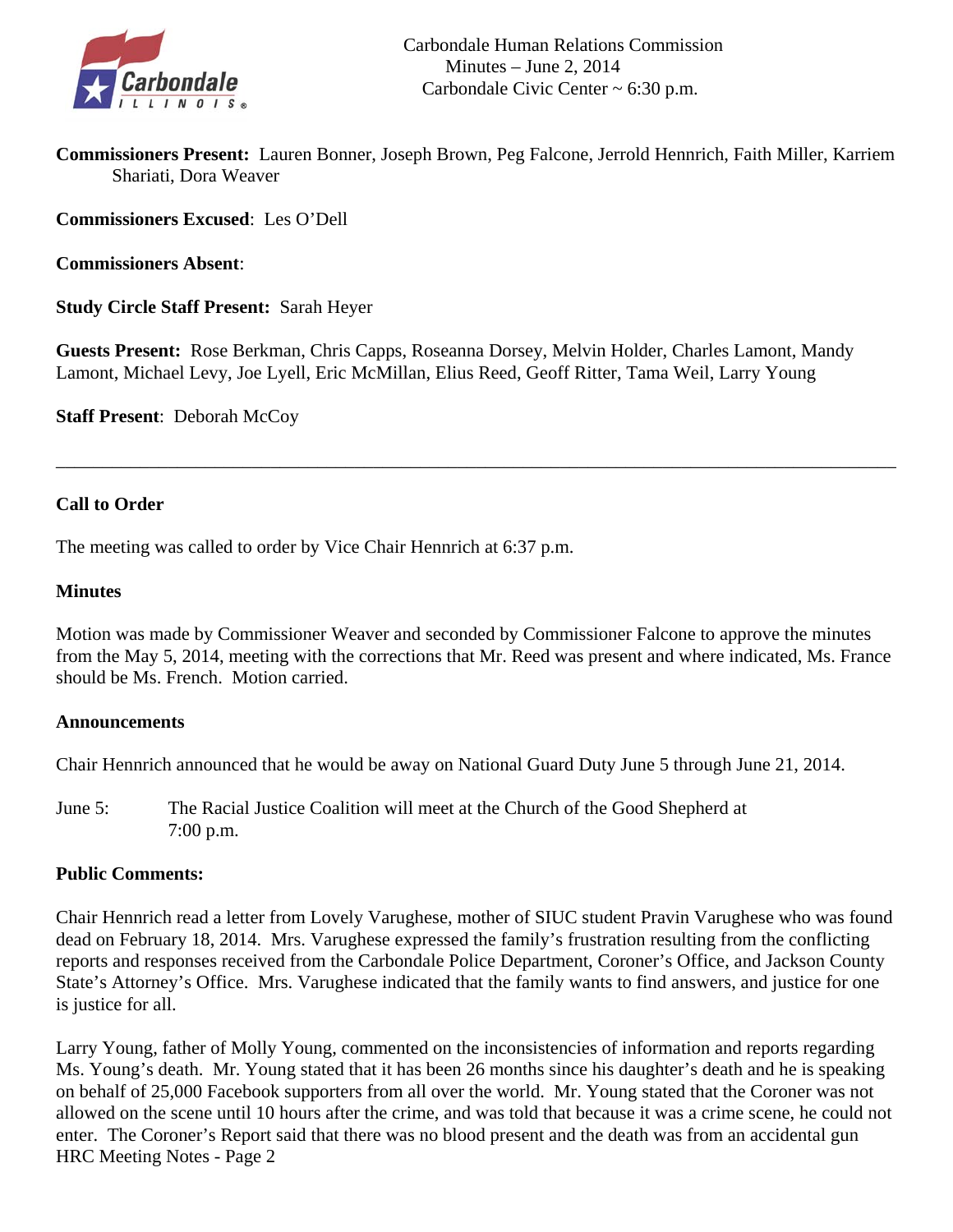Carbondale Human Relations Commission
Minutes – June 2, 2014
Carbondale Civic Center ~ 6:30 p.m.

**Commissioners Present:** Lauren Bonner, Joseph Brown, Peg Falcone, Jerrold Hennrich, Faith Miller, Karriem Shariati, Dora Weaver

**Commissioners Excused**: Les O'Dell

**Commissioners Absent**:

**Study Circle Staff Present:** Sarah Heyer

**Guests Present:** Rose Berkman, Chris Capps, Roseanna Dorsey, Melvin Holder, Charles Lamont, Mandy Lamont, Michael Levy, Joe Lyell, Eric McMillan, Elius Reed, Geoff Ritter, Tama Weil, Larry Young

**Staff Present**: Deborah McCoy

---

**Call to Order**

The meeting was called to order by Vice Chair Hennrich at 6:37 p.m.

**Minutes**

Motion was made by Commissioner Weaver and seconded by Commissioner Falcone to approve the minutes from the May 5, 2014, meeting with the corrections that Mr. Reed was present and where indicated, Ms. France should be Ms. French. Motion carried.

**Announcements**

Chair Hennrich announced that he would be away on National Guard Duty June 5 through June 21, 2014.

June 5: The Racial Justice Coalition will meet at the Church of the Good Shepherd at 7:00 p.m.

**Public Comments:**

Chair Hennrich read a letter from Lovely Varughese, mother of SIUC student Pravin Varughese who was found dead on February 18, 2014. Mrs. Varughese expressed the family's frustration resulting from the conflicting reports and responses received from the Carbondale Police Department, Coroner's Office, and Jackson County State's Attorney's Office. Mrs. Varughese indicated that the family wants to find answers, and justice for one is justice for all.

Larry Young, father of Molly Young, commented on the inconsistencies of information and reports regarding Ms. Young's death. Mr. Young stated that it has been 26 months since his daughter's death and he is speaking on behalf of 25,000 Facebook supporters from all over the world. Mr. Young stated that the Coroner was not allowed on the scene until 10 hours after the crime, and was told that because it was a crime scene, he could not enter. The Coroner's Report said that there was no blood present and the death was from an accidental gun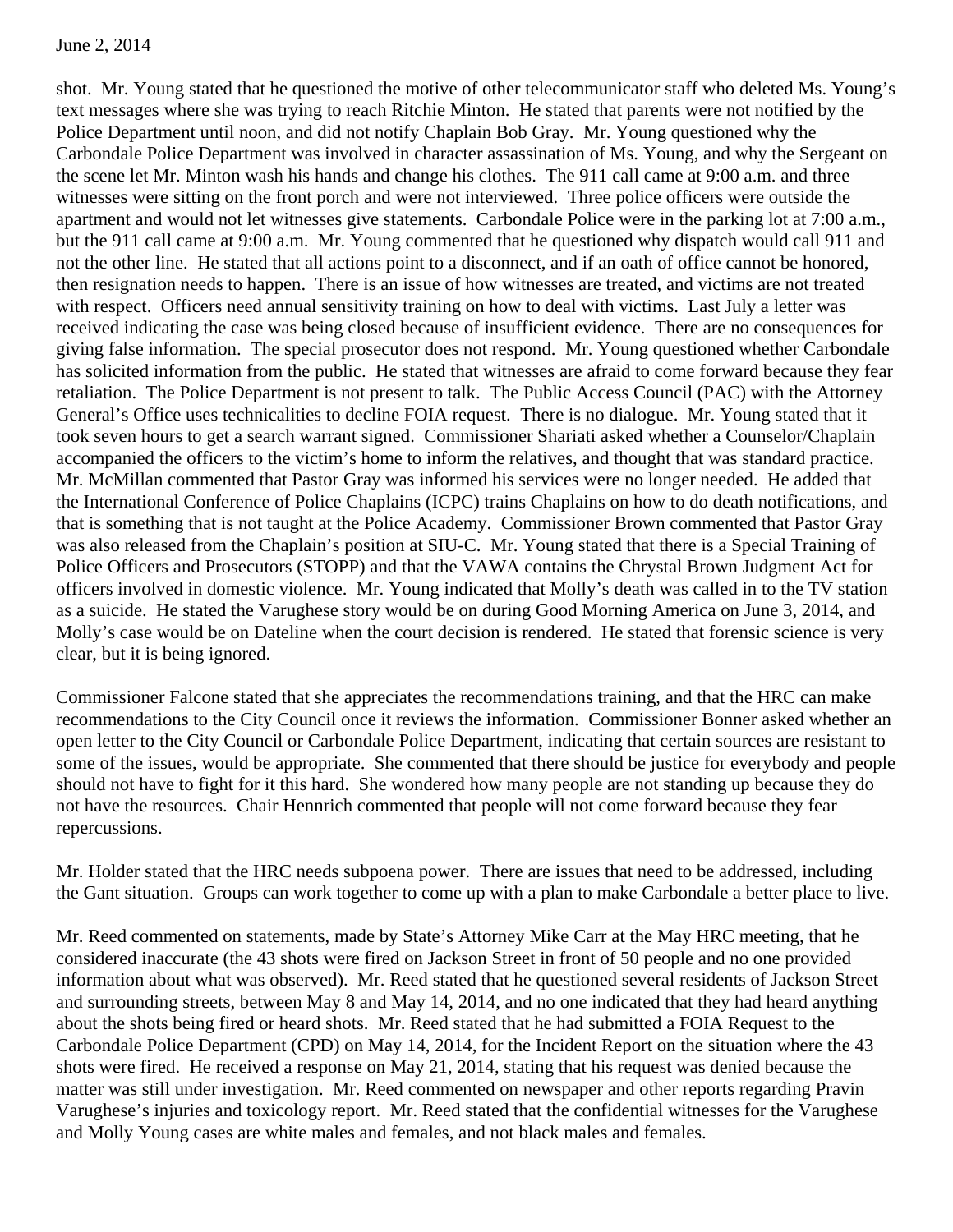shot. Mr. Young stated that he questioned the motive of other telecommunicator staff who deleted Ms. Young's text messages where she was trying to reach Ritchie Minton. He stated that parents were not notified by the Police Department until noon, and did not notify Chaplain Bob Gray. Mr. Young questioned why the Carbondale Police Department was involved in character assassination of Ms. Young, and why the Sergeant on the scene let Mr. Minton wash his hands and change his clothes. The 911 call came at 9:00 a.m. and three witnesses were sitting on the front porch and were not interviewed. Three police officers were outside the apartment and would not let witnesses give statements. Carbondale Police were in the parking lot at 7:00 a.m., but the 911 call came at 9:00 a.m. Mr. Young commented that he questioned why dispatch would call 911 and not the other line. He stated that all actions point to a disconnect, and if an oath of office cannot be honored, then resignation needs to happen. There is an issue of how witnesses are treated, and victims are not treated with respect. Officers need annual sensitivity training on how to deal with victims. Last July a letter was received indicating the case was being closed because of insufficient evidence. There are no consequences for giving false information. The special prosecutor does not respond. Mr. Young questioned whether Carbondale has solicited information from the public. He stated that witnesses are afraid to come forward because they fear retaliation. The Police Department is not present to talk. The Public Access Council (PAC) with the Attorney General's Office uses technicalities to decline FOIA request. There is no dialogue. Mr. Young stated that it took seven hours to get a search warrant signed. Commissioner Shariati asked whether a Counselor/Chaplain accompanied the officers to the victim's home to inform the relatives, and thought that was standard practice. Mr. McMillan commented that Pastor Gray was informed his services were no longer needed. He added that the International Conference of Police Chaplains (ICPC) trains Chaplains on how to do death notifications, and that is something that is not taught at the Police Academy. Commissioner Brown commented that Pastor Gray was also released from the Chaplain's position at SIU-C. Mr. Young stated that there is a Special Training of Police Officers and Prosecutors (STOPP) and that the VAWA contains the Chrystal Brown Judgment Act for officers involved in domestic violence. Mr. Young indicated that Molly's death was called in to the TV station as a suicide. He stated the Varughese story would be on during Good Morning America on June 3, 2014, and Molly's case would be on Dateline when the court decision is rendered. He stated that forensic science is very clear, but it is being ignored.

Commissioner Falcone stated that she appreciates the recommendations training, and that the HRC can make recommendations to the City Council once it reviews the information. Commissioner Bonner asked whether an open letter to the City Council or Carbondale Police Department, indicating that certain sources are resistant to some of the issues, would be appropriate. She commented that there should be justice for everybody and people should not have to fight for it this hard. She wondered how many people are not standing up because they do not have the resources. Chair Hennrich commented that people will not come forward because they fear repercussions.

Mr. Holder stated that the HRC needs subpoena power. There are issues that need to be addressed, including the Gant situation. Groups can work together to come up with a plan to make Carbondale a better place to live.

Mr. Reed commented on statements, made by State's Attorney Mike Carr at the May HRC meeting, that he considered inaccurate (the 43 shots were fired on Jackson Street in front of 50 people and no one provided information about what was observed). Mr. Reed stated that he questioned several residents of Jackson Street and surrounding streets, between May 8 and May 14, 2014, and no one indicated that they had heard anything about the shots being fired or heard shots. Mr. Reed stated that he had submitted a FOIA Request to the Carbondale Police Department (CPD) on May 14, 2014, for the Incident Report on the situation where the 43 shots were fired. He received a response on May 21, 2014, stating that his request was denied because the matter was still under investigation. Mr. Reed commented on newspaper and other reports regarding Pravin Varughese's injuries and toxicology report. Mr. Reed stated that the confidential witnesses for the Varughese and Molly Young cases are white males and females, and not black males and females.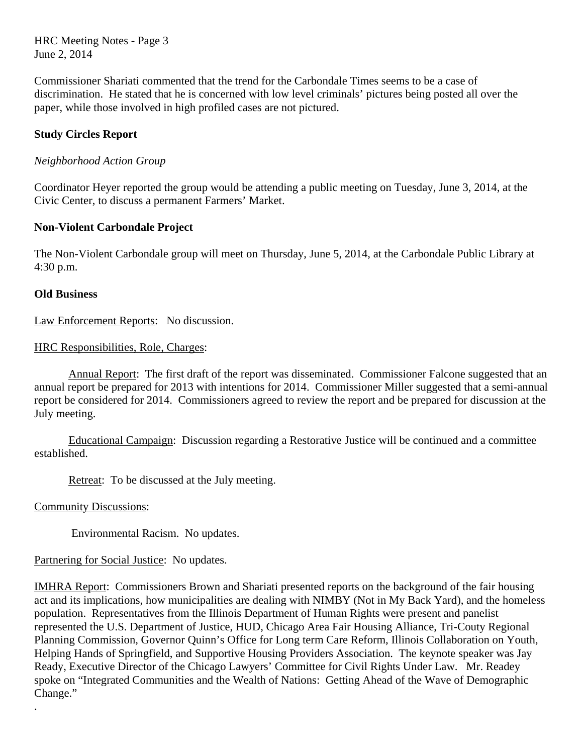Commissioner Shariati commented that the trend for the Carbondale Times seems to be a case of discrimination. He stated that he is concerned with low level criminals' pictures being posted all over the paper, while those involved in high profiled cases are not pictured.

**Study Circles Report**

*Neighborhood Action Group*

Coordinator Heyer reported the group would be attending a public meeting on Tuesday, June 3, 2014, at the Civic Center, to discuss a permanent Farmers' Market.

**Non-Violent Carbondale Project**

The Non-Violent Carbondale group will meet on Thursday, June 5, 2014, at the Carbondale Public Library at 4:30 p.m.

**Old Business**

Law Enforcement Reports: No discussion.

HRC Responsibilities, Role, Charges:

Annual Report: The first draft of the report was disseminated. Commissioner Falcone suggested that an annual report be prepared for 2013 with intentions for 2014. Commissioner Miller suggested that a semi-annual report be considered for 2014. Commissioners agreed to review the report and be prepared for discussion at the July meeting.

Educational Campaign: Discussion regarding a Restorative Justice will be continued and a committee established.

Retreat: To be discussed at the July meeting.

Community Discussions:

Environmental Racism. No updates.

Partnering for Social Justice: No updates.

IMHRA Report: Commissioners Brown and Shariati presented reports on the background of the fair housing act and its implications, how municipalities are dealing with NIMBY (Not in My Back Yard), and the homeless population. Representatives from the Illinois Department of Human Rights were present and panelist represented the U.S. Department of Justice, HUD, Chicago Area Fair Housing Alliance, Tri-Couty Regional Planning Commission, Governor Quinn's Office for Long term Care Reform, Illinois Collaboration on Youth, Helping Hands of Springfield, and Supportive Housing Providers Association. The keynote speaker was Jay Ready, Executive Director of the Chicago Lawyers' Committee for Civil Rights Under Law. Mr. Readey spoke on "Integrated Communities and the Wealth of Nations: Getting Ahead of the Wave of Demographic Change."

.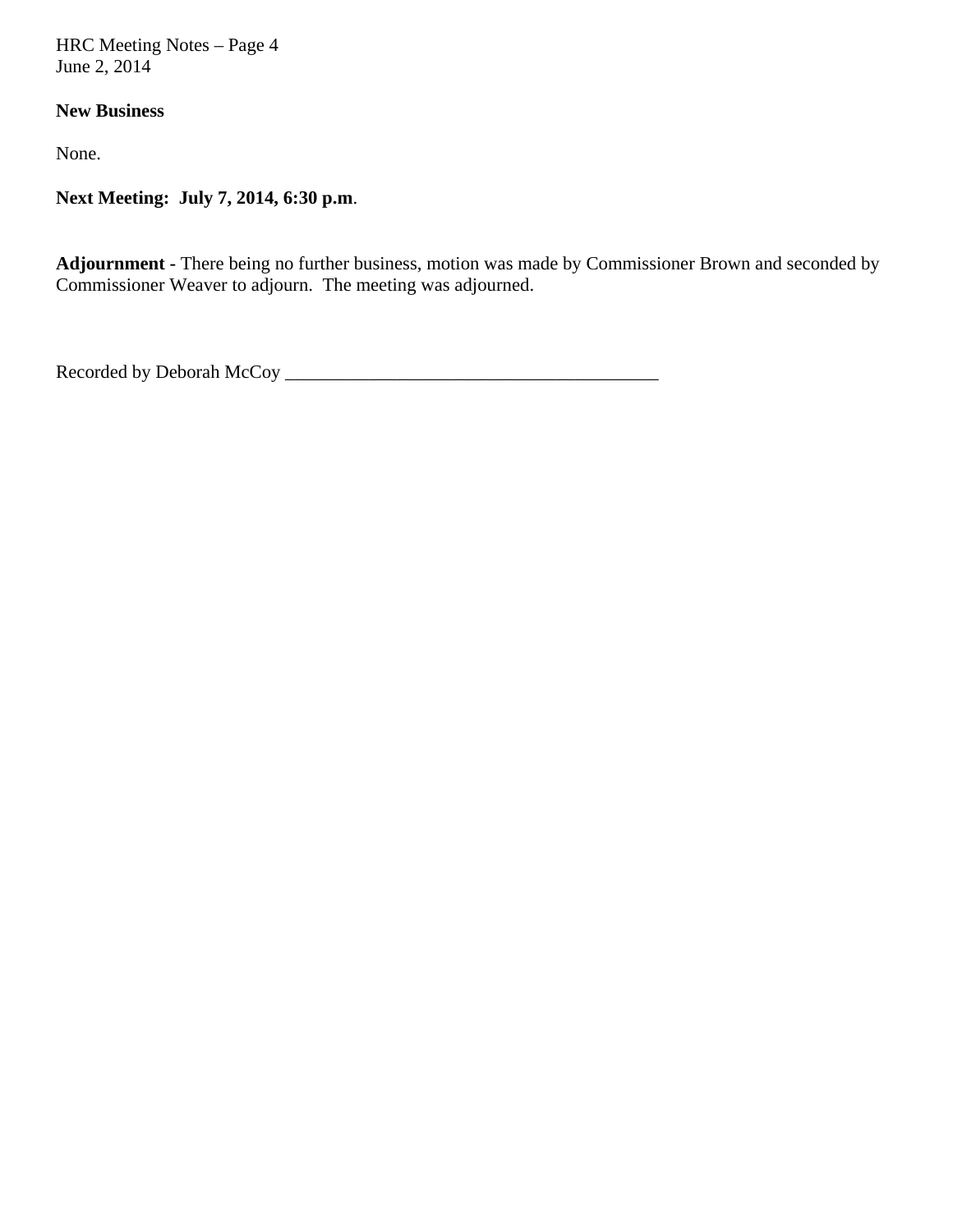**New Business**

None.

**Next Meeting: July 7, 2014, 6:30 p.m**.

**Adjournment -** There being no further business, motion was made by Commissioner Brown and seconded by Commissioner Weaver to adjourn. The meeting was adjourned.

Recorded by Deborah McCoy ________________________________________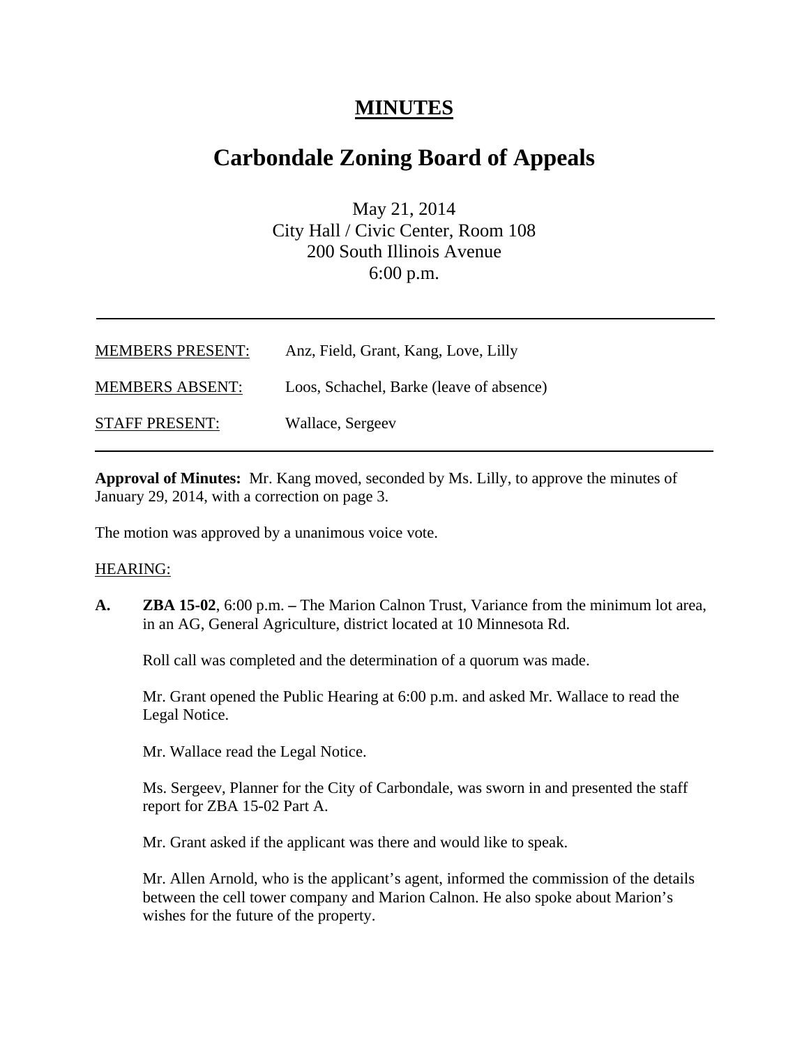# MINUTES

# Carbondale Zoning Board of Appeals

May 21, 2014
City Hall / Civic Center, Room 108
200 South Illinois Avenue
6:00 p.m.

---

| | |
|---|---|
| MEMBERS PRESENT: | Anz, Field, Grant, Kang, Love, Lilly |
| MEMBERS ABSENT: | Loos, Schachel, Barke (leave of absence) |
| STAFF PRESENT: | Wallace, Sergeev |

---

**Approval of Minutes:** Mr. Kang moved, seconded by Ms. Lilly, to approve the minutes of January 29, 2014, with a correction on page 3.

The motion was approved by a unanimous voice vote.

HEARING:

**A. ZBA 15-02**, 6:00 p.m. **–** The Marion Calnon Trust, Variance from the minimum lot area, in an AG, General Agriculture, district located at 10 Minnesota Rd.

Roll call was completed and the determination of a quorum was made.

Mr. Grant opened the Public Hearing at 6:00 p.m. and asked Mr. Wallace to read the Legal Notice.

Mr. Wallace read the Legal Notice.

Ms. Sergeev, Planner for the City of Carbondale, was sworn in and presented the staff report for ZBA 15-02 Part A.

Mr. Grant asked if the applicant was there and would like to speak.

Mr. Allen Arnold, who is the applicant's agent, informed the commission of the details between the cell tower company and Marion Calnon. He also spoke about Marion's wishes for the future of the property.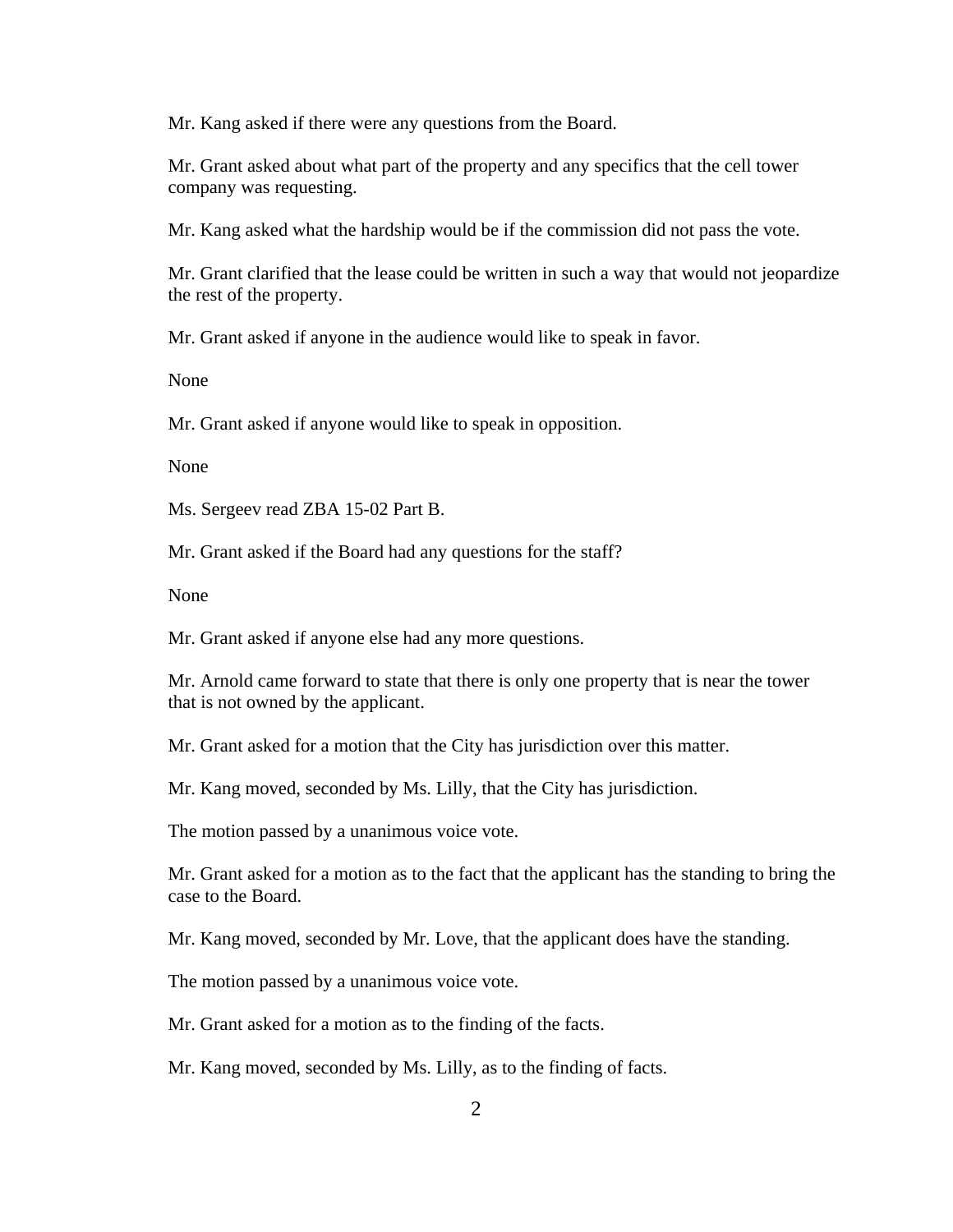Mr. Kang asked if there were any questions from the Board.

Mr. Grant asked about what part of the property and any specifics that the cell tower company was requesting.

Mr. Kang asked what the hardship would be if the commission did not pass the vote.

Mr. Grant clarified that the lease could be written in such a way that would not jeopardize the rest of the property.

Mr. Grant asked if anyone in the audience would like to speak in favor.

None

Mr. Grant asked if anyone would like to speak in opposition.

None

Ms. Sergeev read ZBA 15-02 Part B.

Mr. Grant asked if the Board had any questions for the staff?

None

Mr. Grant asked if anyone else had any more questions.

Mr. Arnold came forward to state that there is only one property that is near the tower that is not owned by the applicant.

Mr. Grant asked for a motion that the City has jurisdiction over this matter.

Mr. Kang moved, seconded by Ms. Lilly, that the City has jurisdiction.

The motion passed by a unanimous voice vote.

Mr. Grant asked for a motion as to the fact that the applicant has the standing to bring the case to the Board.

Mr. Kang moved, seconded by Mr. Love, that the applicant does have the standing.

The motion passed by a unanimous voice vote.

Mr. Grant asked for a motion as to the finding of the facts.

Mr. Kang moved, seconded by Ms. Lilly, as to the finding of facts.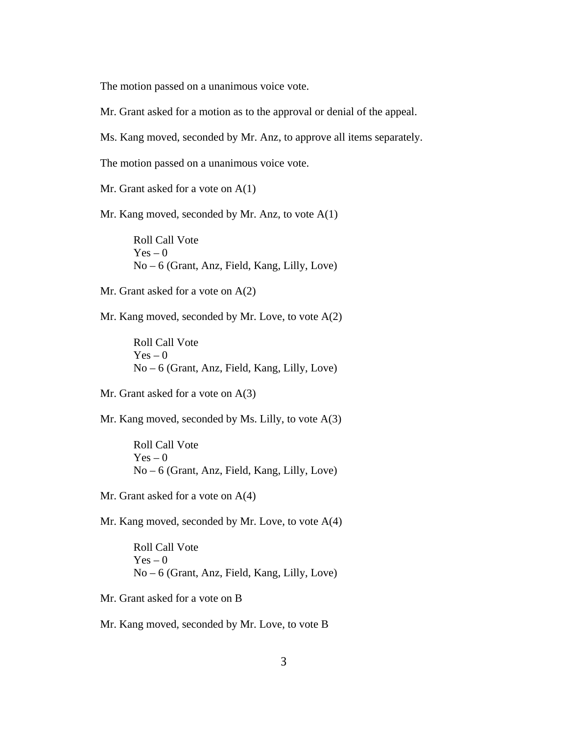The motion passed on a unanimous voice vote.

Mr. Grant asked for a motion as to the approval or denial of the appeal.

Ms. Kang moved, seconded by Mr. Anz, to approve all items separately.

The motion passed on a unanimous voice vote.

Mr. Grant asked for a vote on A(1)

Mr. Kang moved, seconded by Mr. Anz, to vote A(1)

> Roll Call Vote
> Yes – 0
> No – 6 (Grant, Anz, Field, Kang, Lilly, Love)

Mr. Grant asked for a vote on A(2)

Mr. Kang moved, seconded by Mr. Love, to vote A(2)

> Roll Call Vote
> Yes – 0
> No – 6 (Grant, Anz, Field, Kang, Lilly, Love)

Mr. Grant asked for a vote on A(3)

Mr. Kang moved, seconded by Ms. Lilly, to vote A(3)

> Roll Call Vote
> Yes – 0
> No – 6 (Grant, Anz, Field, Kang, Lilly, Love)

Mr. Grant asked for a vote on A(4)

Mr. Kang moved, seconded by Mr. Love, to vote A(4)

> Roll Call Vote
> Yes – 0
> No – 6 (Grant, Anz, Field, Kang, Lilly, Love)

Mr. Grant asked for a vote on B

Mr. Kang moved, seconded by Mr. Love, to vote B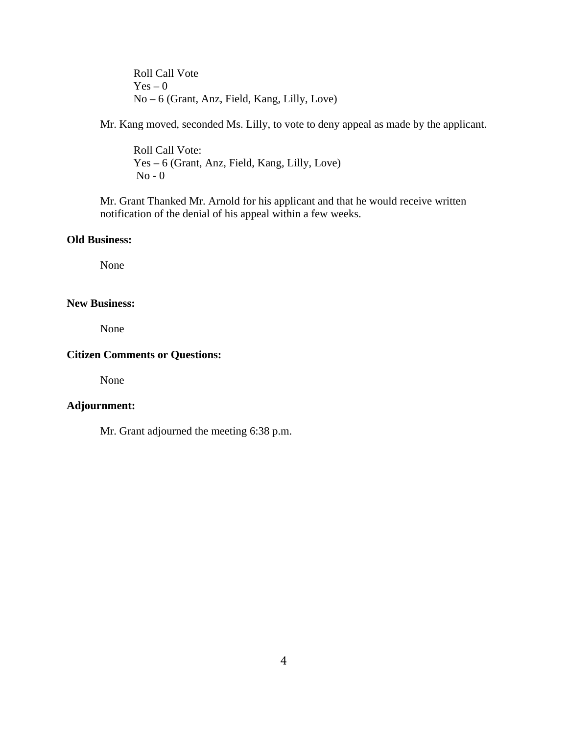Roll Call Vote
Yes – 0
No – 6 (Grant, Anz, Field, Kang, Lilly, Love)

Mr. Kang moved, seconded Ms. Lilly, to vote to deny appeal as made by the applicant.

Roll Call Vote:
Yes – 6 (Grant, Anz, Field, Kang, Lilly, Love)
No - 0

Mr. Grant Thanked Mr. Arnold for his applicant and that he would receive written notification of the denial of his appeal within a few weeks.

**Old Business:**

None

**New Business:**

None

**Citizen Comments or Questions:**

None

**Adjournment:**

Mr. Grant adjourned the meeting 6:38 p.m.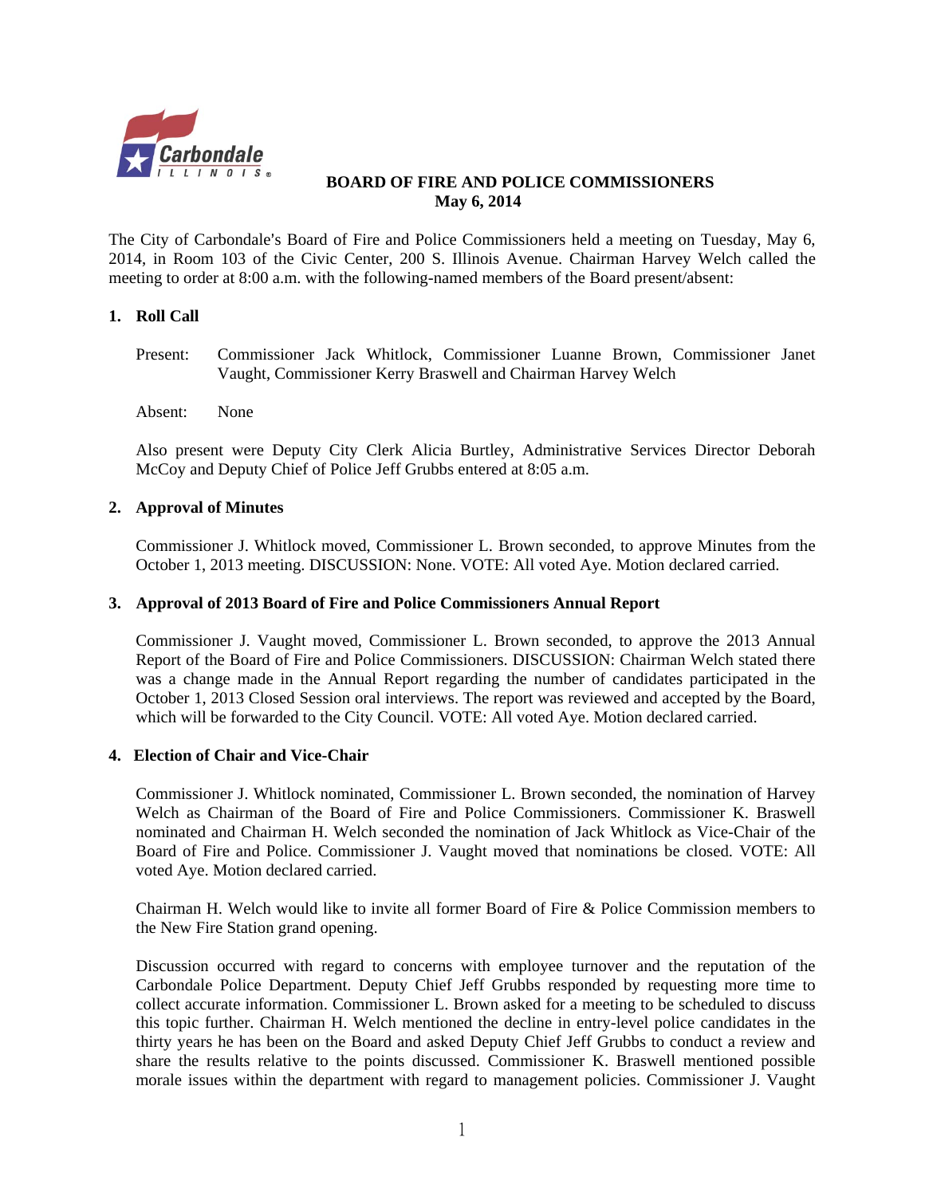**BOARD OF FIRE AND POLICE COMMISSIONERS**
**May 6, 2014**

The City of Carbondale's Board of Fire and Police Commissioners held a meeting on Tuesday, May 6, 2014, in Room 103 of the Civic Center, 200 S. Illinois Avenue. Chairman Harvey Welch called the meeting to order at 8:00 a.m. with the following-named members of the Board present/absent:

## 1. Roll Call

Present: Commissioner Jack Whitlock, Commissioner Luanne Brown, Commissioner Janet Vaught, Commissioner Kerry Braswell and Chairman Harvey Welch

Absent: None

Also present were Deputy City Clerk Alicia Burtley, Administrative Services Director Deborah McCoy and Deputy Chief of Police Jeff Grubbs entered at 8:05 a.m.

## 2. Approval of Minutes

Commissioner J. Whitlock moved, Commissioner L. Brown seconded, to approve Minutes from the October 1, 2013 meeting. DISCUSSION: None. VOTE: All voted Aye. Motion declared carried.

## 3. Approval of 2013 Board of Fire and Police Commissioners Annual Report

Commissioner J. Vaught moved, Commissioner L. Brown seconded, to approve the 2013 Annual Report of the Board of Fire and Police Commissioners. DISCUSSION: Chairman Welch stated there was a change made in the Annual Report regarding the number of candidates participated in the October 1, 2013 Closed Session oral interviews. The report was reviewed and accepted by the Board, which will be forwarded to the City Council. VOTE: All voted Aye. Motion declared carried.

## 4. Election of Chair and Vice-Chair

Commissioner J. Whitlock nominated, Commissioner L. Brown seconded, the nomination of Harvey Welch as Chairman of the Board of Fire and Police Commissioners. Commissioner K. Braswell nominated and Chairman H. Welch seconded the nomination of Jack Whitlock as Vice-Chair of the Board of Fire and Police. Commissioner J. Vaught moved that nominations be closed. VOTE: All voted Aye. Motion declared carried.

Chairman H. Welch would like to invite all former Board of Fire & Police Commission members to the New Fire Station grand opening.

Discussion occurred with regard to concerns with employee turnover and the reputation of the Carbondale Police Department. Deputy Chief Jeff Grubbs responded by requesting more time to collect accurate information. Commissioner L. Brown asked for a meeting to be scheduled to discuss this topic further. Chairman H. Welch mentioned the decline in entry-level police candidates in the thirty years he has been on the Board and asked Deputy Chief Jeff Grubbs to conduct a review and share the results relative to the points discussed. Commissioner K. Braswell mentioned possible morale issues within the department with regard to management policies. Commissioner J. Vaught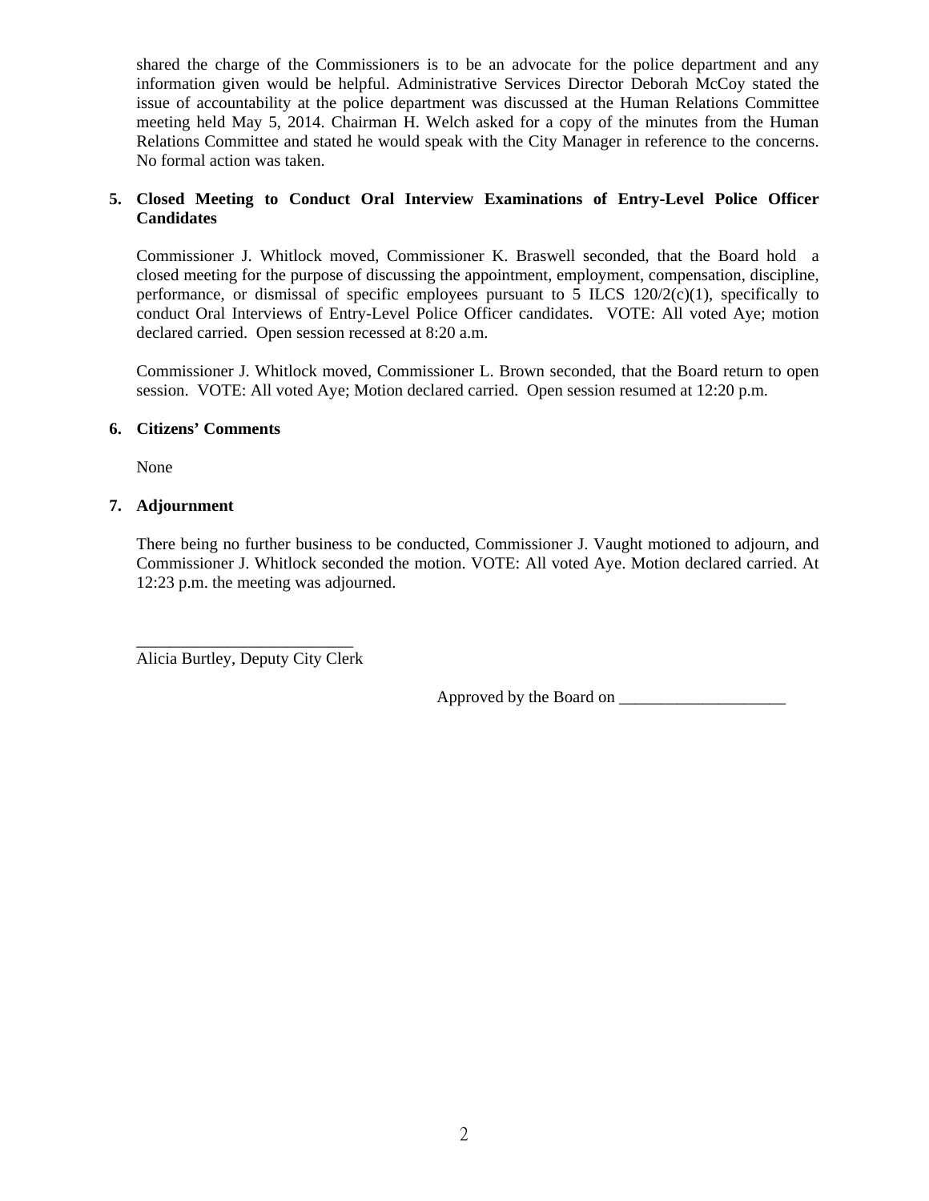shared the charge of the Commissioners is to be an advocate for the police department and any information given would be helpful. Administrative Services Director Deborah McCoy stated the issue of accountability at the police department was discussed at the Human Relations Committee meeting held May 5, 2014. Chairman H. Welch asked for a copy of the minutes from the Human Relations Committee and stated he would speak with the City Manager in reference to the concerns. No formal action was taken.

**5. Closed Meeting to Conduct Oral Interview Examinations of Entry-Level Police Officer Candidates**

Commissioner J. Whitlock moved, Commissioner K. Braswell seconded, that the Board hold a closed meeting for the purpose of discussing the appointment, employment, compensation, discipline, performance, or dismissal of specific employees pursuant to 5 ILCS 120/2(c)(1), specifically to conduct Oral Interviews of Entry-Level Police Officer candidates. VOTE: All voted Aye; motion declared carried. Open session recessed at 8:20 a.m.

Commissioner J. Whitlock moved, Commissioner L. Brown seconded, that the Board return to open session. VOTE: All voted Aye; Motion declared carried. Open session resumed at 12:20 p.m.

**6. Citizens' Comments**

None

**7. Adjournment**

There being no further business to be conducted, Commissioner J. Vaught motioned to adjourn, and Commissioner J. Whitlock seconded the motion. VOTE: All voted Aye. Motion declared carried. At 12:23 p.m. the meeting was adjourned.

__________________________
Alicia Burtley, Deputy City Clerk

Approved by the Board on ____________________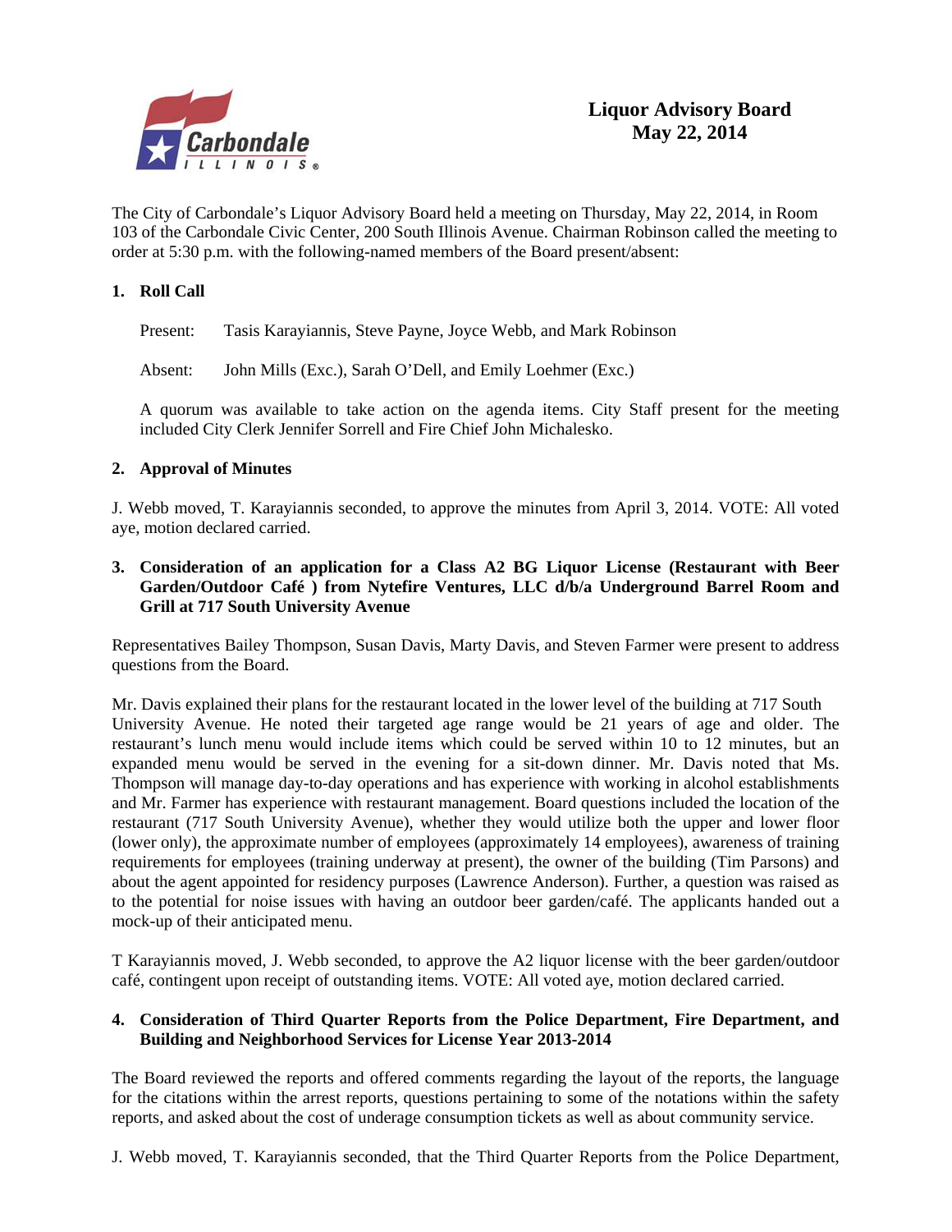**Liquor Advisory Board**
**May 22, 2014**

The City of Carbondale's Liquor Advisory Board held a meeting on Thursday, May 22, 2014, in Room 103 of the Carbondale Civic Center, 200 South Illinois Avenue. Chairman Robinson called the meeting to order at 5:30 p.m. with the following-named members of the Board present/absent:

**1. Roll Call**

Present: Tasis Karayiannis, Steve Payne, Joyce Webb, and Mark Robinson

Absent: John Mills (Exc.), Sarah O'Dell, and Emily Loehmer (Exc.)

A quorum was available to take action on the agenda items. City Staff present for the meeting included City Clerk Jennifer Sorrell and Fire Chief John Michalesko.

**2. Approval of Minutes**

J. Webb moved, T. Karayiannis seconded, to approve the minutes from April 3, 2014. VOTE: All voted aye, motion declared carried.

**3. Consideration of an application for a Class A2 BG Liquor License (Restaurant with Beer Garden/Outdoor Café ) from Nytefire Ventures, LLC d/b/a Underground Barrel Room and Grill at 717 South University Avenue**

Representatives Bailey Thompson, Susan Davis, Marty Davis, and Steven Farmer were present to address questions from the Board.

Mr. Davis explained their plans for the restaurant located in the lower level of the building at 717 South University Avenue. He noted their targeted age range would be 21 years of age and older. The restaurant's lunch menu would include items which could be served within 10 to 12 minutes, but an expanded menu would be served in the evening for a sit-down dinner. Mr. Davis noted that Ms. Thompson will manage day-to-day operations and has experience with working in alcohol establishments and Mr. Farmer has experience with restaurant management. Board questions included the location of the restaurant (717 South University Avenue), whether they would utilize both the upper and lower floor (lower only), the approximate number of employees (approximately 14 employees), awareness of training requirements for employees (training underway at present), the owner of the building (Tim Parsons) and about the agent appointed for residency purposes (Lawrence Anderson). Further, a question was raised as to the potential for noise issues with having an outdoor beer garden/café. The applicants handed out a mock-up of their anticipated menu.

T Karayiannis moved, J. Webb seconded, to approve the A2 liquor license with the beer garden/outdoor café, contingent upon receipt of outstanding items. VOTE: All voted aye, motion declared carried.

**4. Consideration of Third Quarter Reports from the Police Department, Fire Department, and Building and Neighborhood Services for License Year 2013-2014**

The Board reviewed the reports and offered comments regarding the layout of the reports, the language for the citations within the arrest reports, questions pertaining to some of the notations within the safety reports, and asked about the cost of underage consumption tickets as well as about community service.

J. Webb moved, T. Karayiannis seconded, that the Third Quarter Reports from the Police Department,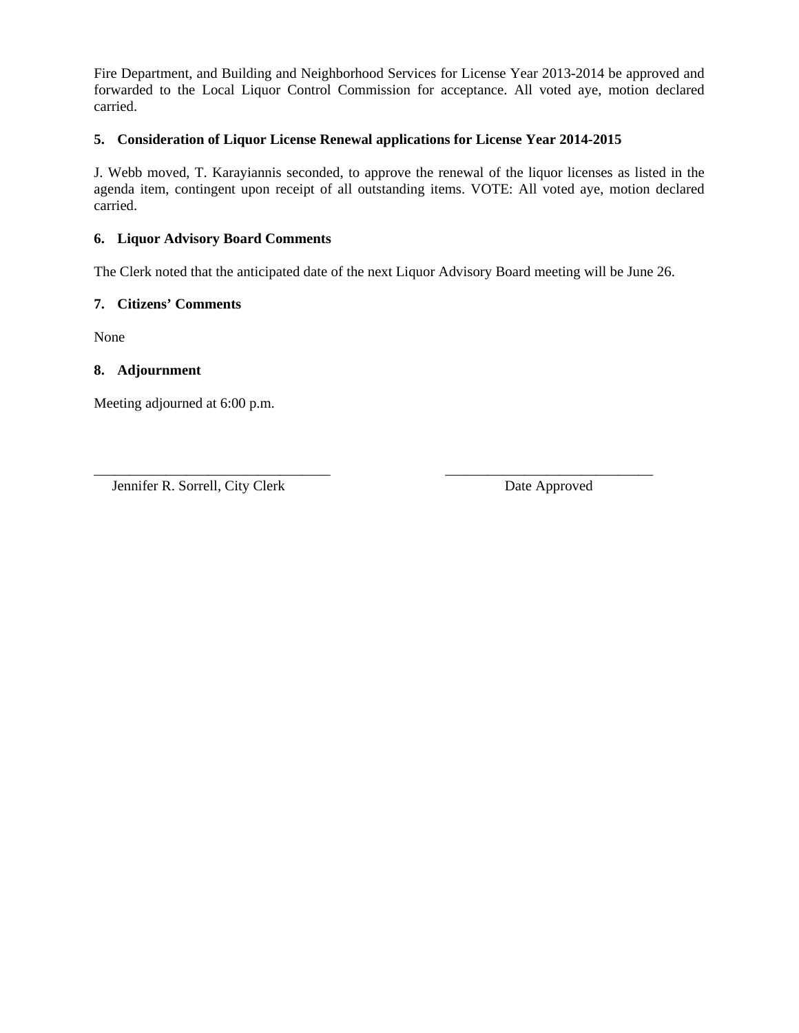Fire Department, and Building and Neighborhood Services for License Year 2013-2014 be approved and forwarded to the Local Liquor Control Commission for acceptance. All voted aye, motion declared carried.

**5. Consideration of Liquor License Renewal applications for License Year 2014-2015**

J. Webb moved, T. Karayiannis seconded, to approve the renewal of the liquor licenses as listed in the agenda item, contingent upon receipt of all outstanding items. VOTE: All voted aye, motion declared carried.

**6. Liquor Advisory Board Comments**

The Clerk noted that the anticipated date of the next Liquor Advisory Board meeting will be June 26.

**7. Citizens' Comments**

None

**8. Adjournment**

Meeting adjourned at 6:00 p.m.

_________________________________ _____________________________

Jennifer R. Sorrell, City Clerk Date Approved